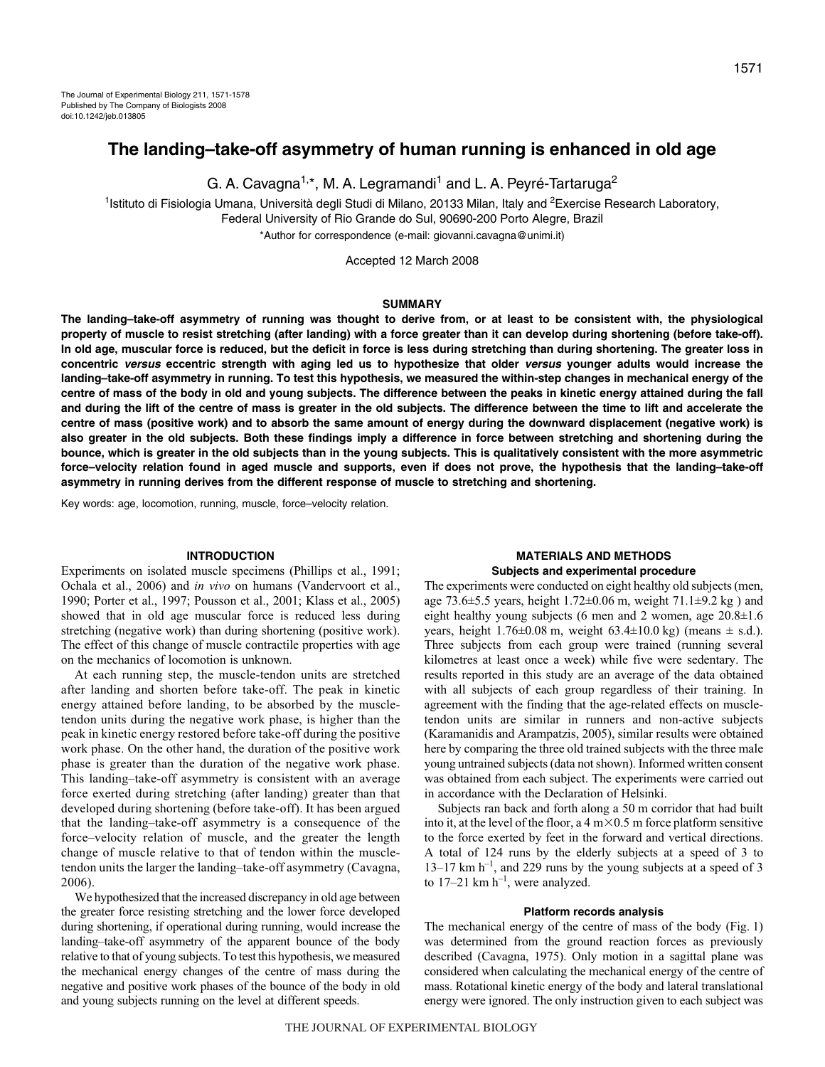The Journal of Experimental Biology 211, 1571-1578
Published by The Company of Biologists 2008
doi:10.1242/jeb.013805

# The landing–take-off asymmetry of human running is enhanced in old age

G. A. Cavagna[1,*], M. A. Legramandi[1] and L. A. Peyré-Tartaruga[2]

[1]Istituto di Fisiologia Umana, Università degli Studi di Milano, 20133 Milan, Italy and [2]Exercise Research Laboratory, Federal University of Rio Grande do Sul, 90690-200 Porto Alegre, Brazil

*Author for correspondence (e-mail: giovanni.cavagna@unimi.it)

Accepted 12 March 2008

## SUMMARY

**The landing–take-off asymmetry of running was thought to derive from, or at least to be consistent with, the physiological property of muscle to resist stretching (after landing) with a force greater than it can develop during shortening (before take-off). In old age, muscular force is reduced, but the deficit in force is less during stretching than during shortening. The greater loss in concentric *versus* eccentric strength with aging led us to hypothesize that older *versus* younger adults would increase the landing–take-off asymmetry in running. To test this hypothesis, we measured the within-step changes in mechanical energy of the centre of mass of the body in old and young subjects. The difference between the peaks in kinetic energy attained during the fall and during the lift of the centre of mass is greater in the old subjects. The difference between the time to lift and accelerate the centre of mass (positive work) and to absorb the same amount of energy during the downward displacement (negative work) is also greater in the old subjects. Both these findings imply a difference in force between stretching and shortening during the bounce, which is greater in the old subjects than in the young subjects. This is qualitatively consistent with the more asymmetric force–velocity relation found in aged muscle and supports, even if does not prove, the hypothesis that the landing–take-off asymmetry in running derives from the different response of muscle to stretching and shortening.**

Key words: age, locomotion, running, muscle, force–velocity relation.

## INTRODUCTION

Experiments on isolated muscle specimens (Phillips et al., 1991; Ochala et al., 2006) and *in vivo* on humans (Vandervoort et al., 1990; Porter et al., 1997; Pousson et al., 2001; Klass et al., 2005) showed that in old age muscular force is reduced less during stretching (negative work) than during shortening (positive work). The effect of this change of muscle contractile properties with age on the mechanics of locomotion is unknown.

At each running step, the muscle-tendon units are stretched after landing and shorten before take-off. The peak in kinetic energy attained before landing, to be absorbed by the muscle-tendon units during the negative work phase, is higher than the peak in kinetic energy restored before take-off during the positive work phase. On the other hand, the duration of the positive work phase is greater than the duration of the negative work phase. This landing–take-off asymmetry is consistent with an average force exerted during stretching (after landing) greater than that developed during shortening (before take-off). It has been argued that the landing–take-off asymmetry is a consequence of the force–velocity relation of muscle, and the greater the length change of muscle relative to that of tendon within the muscle-tendon units the larger the landing–take-off asymmetry (Cavagna, 2006).

We hypothesized that the increased discrepancy in old age between the greater force resisting stretching and the lower force developed during shortening, if operational during running, would increase the landing–take-off asymmetry of the apparent bounce of the body relative to that of young subjects. To test this hypothesis, we measured the mechanical energy changes of the centre of mass during the negative and positive work phases of the bounce of the body in old and young subjects running on the level at different speeds.

## MATERIALS AND METHODS

### Subjects and experimental procedure

The experiments were conducted on eight healthy old subjects (men, age 73.6±5.5 years, height 1.72±0.06 m, weight 71.1±9.2 kg ) and eight healthy young subjects (6 men and 2 women, age 20.8±1.6 years, height 1.76±0.08 m, weight 63.4±10.0 kg) (means ± s.d.). Three subjects from each group were trained (running several kilometres at least once a week) while five were sedentary. The results reported in this study are an average of the data obtained with all subjects of each group regardless of their training. In agreement with the finding that the age-related effects on muscle-tendon units are similar in runners and non-active subjects (Karamanidis and Arampatzis, 2005), similar results were obtained here by comparing the three old trained subjects with the three male young untrained subjects (data not shown). Informed written consent was obtained from each subject. The experiments were carried out in accordance with the Declaration of Helsinki.

Subjects ran back and forth along a 50 m corridor that had built into it, at the level of the floor, a 4 m×0.5 m force platform sensitive to the force exerted by feet in the forward and vertical directions. A total of 124 runs by the elderly subjects at a speed of 3 to 13–17 km h$^{-1}$, and 229 runs by the young subjects at a speed of 3 to 17–21 km h$^{-1}$, were analyzed.

### Platform records analysis

The mechanical energy of the centre of mass of the body (Fig. 1) was determined from the ground reaction forces as previously described (Cavagna, 1975). Only motion in a sagittal plane was considered when calculating the mechanical energy of the centre of mass. Rotational kinetic energy of the body and lateral translational energy were ignored. The only instruction given to each subject was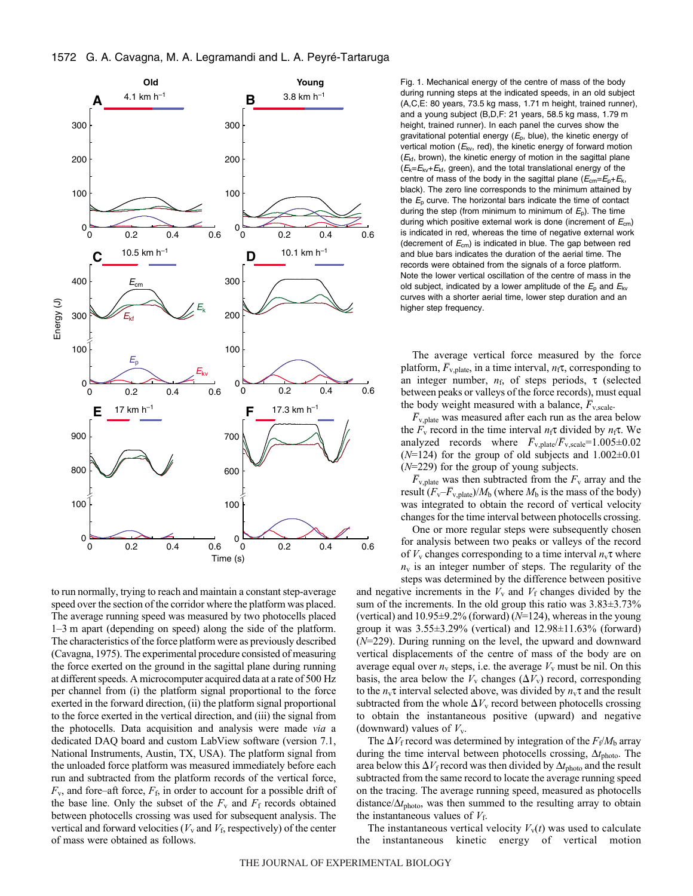Fig. 1. Mechanical energy of the centre of mass of the body during running steps at the indicated speeds, in an old subject (A,C,E: 80 years, 73.5 kg mass, 1.71 m height, trained runner), and a young subject (B,D,F: 21 years, 58.5 kg mass, 1.79 m height, trained runner). In each panel the curves show the gravitational potential energy ($E_p$, blue), the kinetic energy of vertical motion ($E_{kv}$, red), the kinetic energy of forward motion ($E_{kf}$, brown), the kinetic energy of motion in the sagittal plane ($E_k$=$E_{kv}$+$E_{kf}$, green), and the total translational energy of the centre of mass of the body in the sagittal plane ($E_{cm}$=$E_p$+$E_k$, black). The zero line corresponds to the minimum attained by the $E_p$ curve. The horizontal bars indicate the time of contact during the step (from minimum to minimum of $E_p$). The time during which positive external work is done (increment of $E_{cm}$) is indicated in red, whereas the time of negative external work (decrement of $E_{cm}$) is indicated in blue. The gap between red and blue bars indicates the duration of the aerial time. The records were obtained from the signals of a force platform. Note the lower vertical oscillation of the centre of mass in the old subject, indicated by a lower amplitude of the $E_p$ and $E_{kv}$ curves with a shorter aerial time, lower step duration and an higher step frequency.

to run normally, trying to reach and maintain a constant step-average speed over the section of the corridor where the platform was placed. The average running speed was measured by two photocells placed 1–3 m apart (depending on speed) along the side of the platform. The characteristics of the force platform were as previously described (Cavagna, 1975). The experimental procedure consisted of measuring the force exerted on the ground in the sagittal plane during running at different speeds. A microcomputer acquired data at a rate of 500 Hz per channel from (i) the platform signal proportional to the force exerted in the forward direction, (ii) the platform signal proportional to the force exerted in the vertical direction, and (iii) the signal from the photocells. Data acquisition and analysis were made *via* a dedicated DAQ board and custom LabView software (version 7.1, National Instruments, Austin, TX, USA). The platform signal from the unloaded force platform was measured immediately before each run and subtracted from the platform records of the vertical force, $F_v$, and fore–aft force, $F_f$, in order to account for a possible drift of the base line. Only the subset of the $F_v$ and $F_f$ records obtained between photocells crossing was used for subsequent analysis. The vertical and forward velocities ($V_v$ and $V_f$, respectively) of the center of mass were obtained as follows.

The average vertical force measured by the force platform, $\bar{F}_{v,plate}$, in a time interval, $n_f\tau$, corresponding to an integer number, $n_f$, of steps periods, $\tau$ (selected between peaks or valleys of the force records), must equal the body weight measured with a balance, $\bar{F}_{v,scale}$.

$\bar{F}_{v,plate}$ was measured after each run as the area below the $F_v$ record in the time interval $n_f\tau$ divided by $n_f\tau$. We analyzed records where $\bar{F}_{v,plate}/\bar{F}_{v,scale}$=1.005±0.02 ($N$=124) for the group of old subjects and 1.002±0.01 ($N$=229) for the group of young subjects.

$\bar{F}_{v,plate}$ was then subtracted from the $F_v$ array and the result $(F_v-\bar{F}_{v,plate})/M_b$ (where $M_b$ is the mass of the body) was integrated to obtain the record of vertical velocity changes for the time interval between photocells crossing.

One or more regular steps were subsequently chosen for analysis between two peaks or valleys of the record of $V_v$ changes corresponding to a time interval $n_v\tau$ where $n_v$ is an integer number of steps. The regularity of the steps was determined by the difference between positive and negative increments in the $V_v$ and $V_f$ changes divided by the sum of the increments. In the old group this ratio was 3.83±3.73% (vertical) and 10.95±9.2% (forward) ($N$=124), whereas in the young group it was 3.55±3.29% (vertical) and 12.98±11.63% (forward) ($N$=229). During running on the level, the upward and downward vertical displacements of the centre of mass of the body are on average equal over $n_v$ steps, i.e. the average $V_v$ must be nil. On this basis, the area below the $V_v$ changes ($\Delta V_v$) record, corresponding to the $n_v\tau$ interval selected above, was divided by $n_v\tau$ and the result subtracted from the whole $\Delta V_v$ record between photocells crossing to obtain the instantaneous positive (upward) and negative (downward) values of $V_v$.

The $\Delta V_f$ record was determined by integration of the $F_f/M_b$ array during the time interval between photocells crossing, $\Delta t_{photo}$. The area below this $\Delta V_f$ record was then divided by $\Delta t_{photo}$ and the result subtracted from the same record to locate the average running speed on the tracing. The average running speed, measured as photocells distance/$\Delta t_{photo}$, was then summed to the resulting array to obtain the instantaneous values of $V_f$.

The instantaneous vertical velocity $V_v(t)$ was used to calculate the instantaneous kinetic energy of vertical motion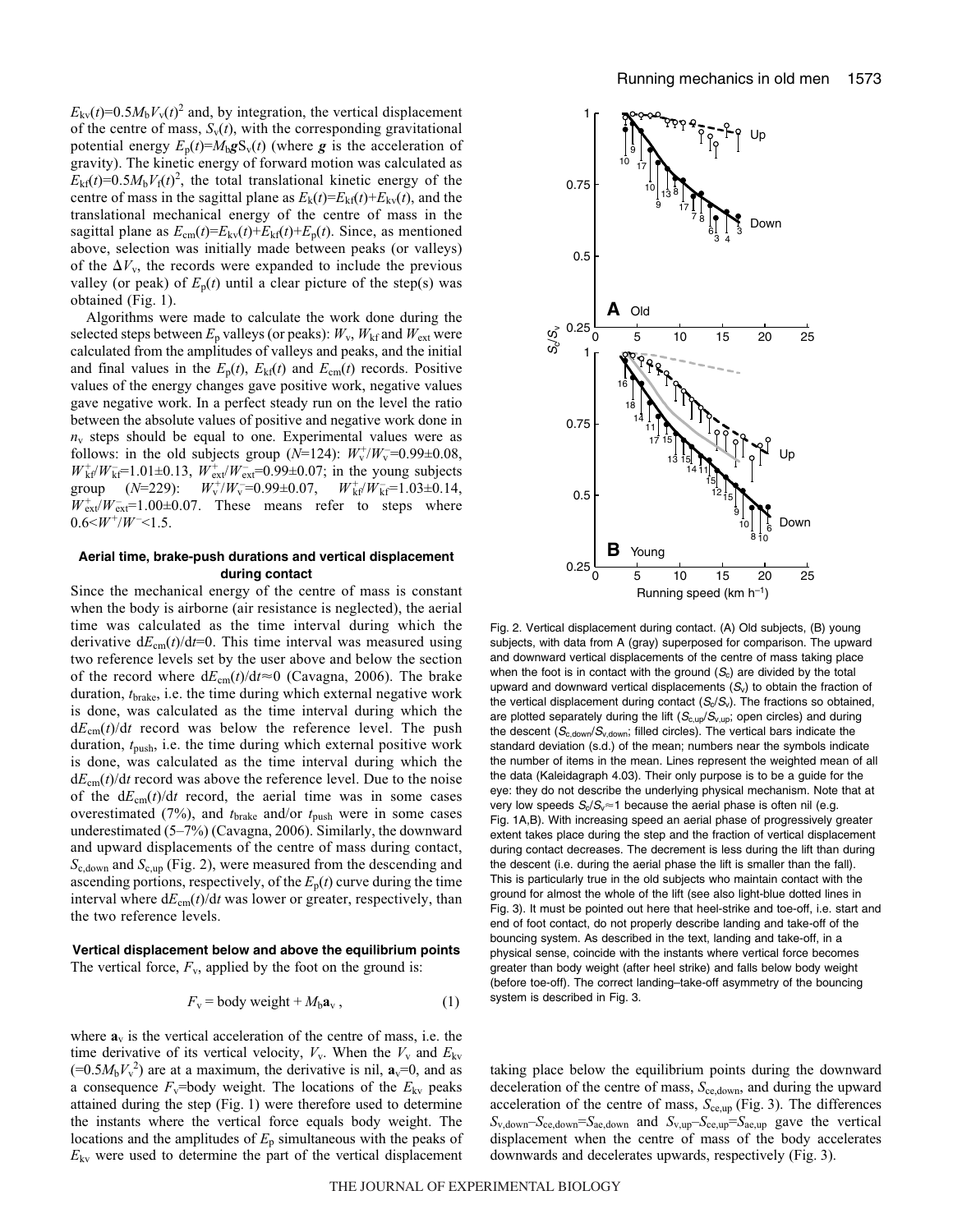$E_{kv}(t)=0.5M_bV_v(t)^2$ and, by integration, the vertical displacement of the centre of mass, $S_v(t)$, with the corresponding gravitational potential energy $E_p(t)=M_b\boldsymbol{g}S_v(t)$ (where $\boldsymbol{g}$ is the acceleration of gravity). The kinetic energy of forward motion was calculated as $E_{kf}(t)=0.5M_bV_f(t)^2$, the total translational kinetic energy of the centre of mass in the sagittal plane as $E_k(t)=E_{kf}(t)+E_{kv}(t)$, and the translational mechanical energy of the centre of mass in the sagittal plane as $E_{cm}(t)=E_{kv}(t)+E_{kf}(t)+E_p(t)$. Since, as mentioned above, selection was initially made between peaks (or valleys) of the $\Delta V_v$, the records were expanded to include the previous valley (or peak) of $E_p(t)$ until a clear picture of the step(s) was obtained (Fig. 1).

Algorithms were made to calculate the work done during the selected steps between $E_p$ valleys (or peaks): $W_v$, $W_{kf}$ and $W_{ext}$ were calculated from the amplitudes of valleys and peaks, and the initial and final values in the $E_p(t)$, $E_{kf}(t)$ and $E_{cm}(t)$ records. Positive values of the energy changes gave positive work, negative values gave negative work. In a perfect steady run on the level the ratio between the absolute values of positive and negative work done in $n_v$ steps should be equal to one. Experimental values were as follows: in the old subjects group ($N$=124): $W_v^+/W_v^-$=0.99±0.08, $W_{kf}^+/W_{kf}^-$=1.01±0.13, $W_{ext}^+/W_{ext}^-$=0.99±0.07; in the young subjects group ($N$=229): $W_v^+/W_v^-$=0.99±0.07, $W_{kf}^+/W_{kf}^-$=1.03±0.14, $W_{ext}^+/W_{ext}^-$=1.00±0.07. These means refer to steps where $0.6<W^+/W^-<1.5$.

### Aerial time, brake-push durations and vertical displacement during contact

Since the mechanical energy of the centre of mass is constant when the body is airborne (air resistance is neglected), the aerial time was calculated as the time interval during which the derivative $dE_{cm}(t)/dt$=0. This time interval was measured using two reference levels set by the user above and below the section of the record where $dE_{cm}(t)/dt\approx0$ (Cavagna, 2006). The brake duration, $t_{brake}$, i.e. the time during which external negative work is done, was calculated as the time interval during which the $dE_{cm}(t)/dt$ record was below the reference level. The push duration, $t_{push}$, i.e. the time during which external positive work is done, was calculated as the time interval during which the $dE_{cm}(t)/dt$ record was above the reference level. Due to the noise of the $dE_{cm}(t)/dt$ record, the aerial time was in some cases overestimated (7%), and $t_{brake}$ and/or $t_{push}$ were in some cases underestimated (5–7%) (Cavagna, 2006). Similarly, the downward and upward displacements of the centre of mass during contact, $S_{c,down}$ and $S_{c,up}$ (Fig. 2), were measured from the descending and ascending portions, respectively, of the $E_p(t)$ curve during the time interval where $dE_{cm}(t)/dt$ was lower or greater, respectively, than the two reference levels.

### Vertical displacement below and above the equilibrium points

The vertical force, $F_v$, applied by the foot on the ground is:

$$F_v = \text{body weight} + M_b\mathbf{a}_v\,, \qquad (1)$$

where $\mathbf{a}_v$ is the vertical acceleration of the centre of mass, i.e. the time derivative of its vertical velocity, $V_v$. When the $V_v$ and $E_{kv}$ ($=0.5M_bV_v^2$) are at a maximum, the derivative is nil, $\mathbf{a}_v$=0, and as a consequence $F_v$=body weight. The locations of the $E_{kv}$ peaks attained during the step (Fig. 1) were therefore used to determine the instants where the vertical force equals body weight. The locations and the amplitudes of $E_p$ simultaneous with the peaks of $E_{kv}$ were used to determine the part of the vertical displacement taking place below the equilibrium points during the downward deceleration of the centre of mass, $S_{ce,down}$, and during the upward acceleration of the centre of mass, $S_{ce,up}$ (Fig. 3). The differences $S_{v,down}-S_{ce,down}=S_{ae,down}$ and $S_{v,up}-S_{ce,up}=S_{ae,up}$ gave the vertical displacement when the centre of mass of the body accelerates downwards and decelerates upwards, respectively (Fig. 3).

Fig. 2. Vertical displacement during contact. (A) Old subjects, (B) young subjects, with data from A (gray) superposed for comparison. The upward and downward vertical displacements of the centre of mass taking place when the foot is in contact with the ground ($S_c$) are divided by the total upward and downward vertical displacements ($S_v$) to obtain the fraction of the vertical displacement during contact ($S_c/S_v$). The fractions so obtained, are plotted separately during the lift ($S_{c,up}/S_{v,up}$; open circles) and during the descent ($S_{c,down}/S_{v,down}$; filled circles). The vertical bars indicate the standard deviation (s.d.) of the mean; numbers near the symbols indicate the number of items in the mean. Lines represent the weighted mean of all the data (Kaleidagraph 4.03). Their only purpose is to be a guide for the eye: they do not describe the underlying physical mechanism. Note that at very low speeds $S_c/S_v\approx1$ because the aerial phase is often nil (e.g. Fig. 1A,B). With increasing speed an aerial phase of progressively greater extent takes place during the step and the fraction of vertical displacement during contact decreases. The decrement is less during the lift than during the descent (i.e. during the aerial phase the lift is smaller than the fall). This is particularly true in the old subjects who maintain contact with the ground for almost the whole of the lift (see also light-blue dotted lines in Fig. 3). It must be pointed out here that heel-strike and toe-off, i.e. start and end of foot contact, do not properly describe landing and take-off of the bouncing system. As described in the text, landing and take-off, in a physical sense, coincide with the instants where vertical force becomes greater than body weight (after heel strike) and falls below body weight (before toe-off). The correct landing–take-off asymmetry of the bouncing system is described in Fig. 3.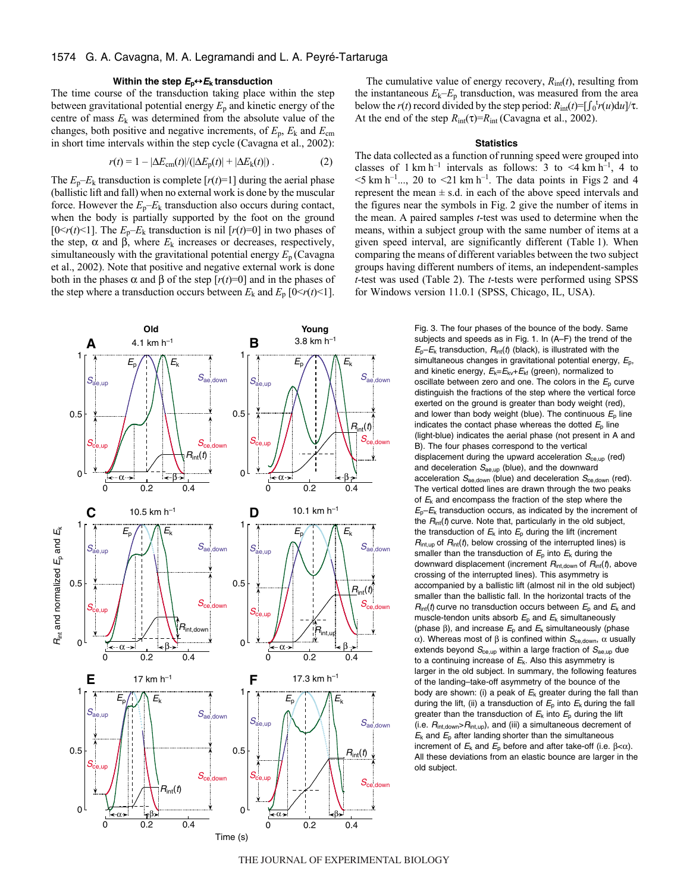### Within the step $E_p \leftrightarrow E_k$ transduction

The time course of the transduction taking place within the step between gravitational potential energy $E_p$ and kinetic energy of the centre of mass $E_k$ was determined from the absolute value of the changes, both positive and negative increments, of $E_p$, $E_k$ and $E_{cm}$ in short time intervals within the step cycle (Cavagna et al., 2002):

$$r(t) = 1 - |\Delta E_{cm}(t)|/(|\Delta E_p(t)| + |\Delta E_k(t)|) \,. \quad (2)$$

The $E_p$–$E_k$ transduction is complete [$r(t)$=1] during the aerial phase (ballistic lift and fall) when no external work is done by the muscular force. However the $E_p$–$E_k$ transduction also occurs during contact, when the body is partially supported by the foot on the ground [$0<r(t)<1$]. The $E_p$–$E_k$ transduction is nil [$r(t)$=0] in two phases of the step, α and β, where $E_k$ increases or decreases, respectively, simultaneously with the gravitational potential energy $E_p$ (Cavagna et al., 2002). Note that positive and negative external work is done both in the phases α and β of the step [$r(t)$=0] and in the phases of the step where a transduction occurs between $E_k$ and $E_p$ [$0<r(t)<1$].

The cumulative value of energy recovery, $R_{int}(t)$, resulting from the instantaneous $E_k$–$E_p$ transduction, was measured from the area below the $r(t)$ record divided by the step period: $R_{int}(t)=[\int_0^t r(u)\mathrm{d}u]/\tau$. At the end of the step $R_{int}(\tau)=R_{int}$ (Cavagna et al., 2002).

### Statistics

The data collected as a function of running speed were grouped into classes of 1 km h$^{-1}$ intervals as follows: 3 to <4 km h$^{-1}$, 4 to <5 km h$^{-1}$..., 20 to <21 km h$^{-1}$. The data points in Figs 2 and 4 represent the mean ± s.d. in each of the above speed intervals and the figures near the symbols in Fig. 2 give the number of items in the mean. A paired samples *t*-test was used to determine when the means, within a subject group with the same number of items at a given speed interval, are significantly different (Table 1). When comparing the means of different variables between the two subject groups having different numbers of items, an independent-samples *t*-test was used (Table 2). The *t*-tests were performed using SPSS for Windows version 11.0.1 (SPSS, Chicago, IL, USA).

Fig. 3. The four phases of the bounce of the body. Same subjects and speeds as in Fig. 1. In (A–F) the trend of the $E_p$–$E_k$ transduction, $R_{int}(t)$ (black), is illustrated with the simultaneous changes in gravitational potential energy, $E_p$, and kinetic energy, $E_k$=$E_{kv}$+$E_{kf}$ (green), normalized to oscillate between zero and one. The colors in the $E_p$ curve distinguish the fractions of the step where the vertical force exerted on the ground is greater than body weight (red), and lower than body weight (blue). The continuous $E_p$ line indicates the contact phase whereas the dotted $E_p$ line (light-blue) indicates the aerial phase (not present in A and B). The four phases correspond to the vertical displacement during the upward acceleration $S_{ce,up}$ (red) and deceleration $S_{ae,up}$ (blue), and the downward acceleration $S_{ae,down}$ (blue) and deceleration $S_{ce,down}$ (red). The vertical dotted lines are drawn through the two peaks of $E_k$ and encompass the fraction of the step where the $E_p$–$E_k$ transduction occurs, as indicated by the increment of the $R_{int}(t)$ curve. Note that, particularly in the old subject, the transduction of $E_k$ into $E_p$ during the lift (increment $R_{int,up}$ of $R_{int}(t)$, below crossing of the interrupted lines) is smaller than the transduction of $E_p$ into $E_k$ during the downward displacement (increment $R_{int,down}$ of $R_{int}(t)$, above crossing of the interrupted lines). This asymmetry is accompanied by a ballistic lift (almost nil in the old subject) smaller than the ballistic fall. In the horizontal tracts of the $R_{int}(t)$ curve no transduction occurs between $E_p$ and $E_k$ and muscle-tendon units absorb $E_p$ and $E_k$ simultaneously (phase β), and increase $E_p$ and $E_k$ simultaneously (phase α). Whereas most of β is confined within $S_{ce,down}$, α usually extends beyond $S_{ce,up}$ within a large fraction of $S_{ae,up}$ due to a continuing increase of $E_k$. Also this asymmetry is larger in the old subject. In summary, the following features of the landing–take-off asymmetry of the bounce of the body are shown: (i) a peak of $E_k$ greater during the fall than during the lift, (ii) a transduction of $E_p$ into $E_k$ during the fall greater than the transduction of $E_k$ into $E_p$ during the lift (i.e. $R_{int,down}$>$R_{int,up}$), and (iii) a simultaneous decrement of $E_k$ and $E_p$ after landing shorter than the simultaneous increment of $E_k$ and $E_p$ before and after take-off (i.e. β<α). All these deviations from an elastic bounce are larger in the old subject.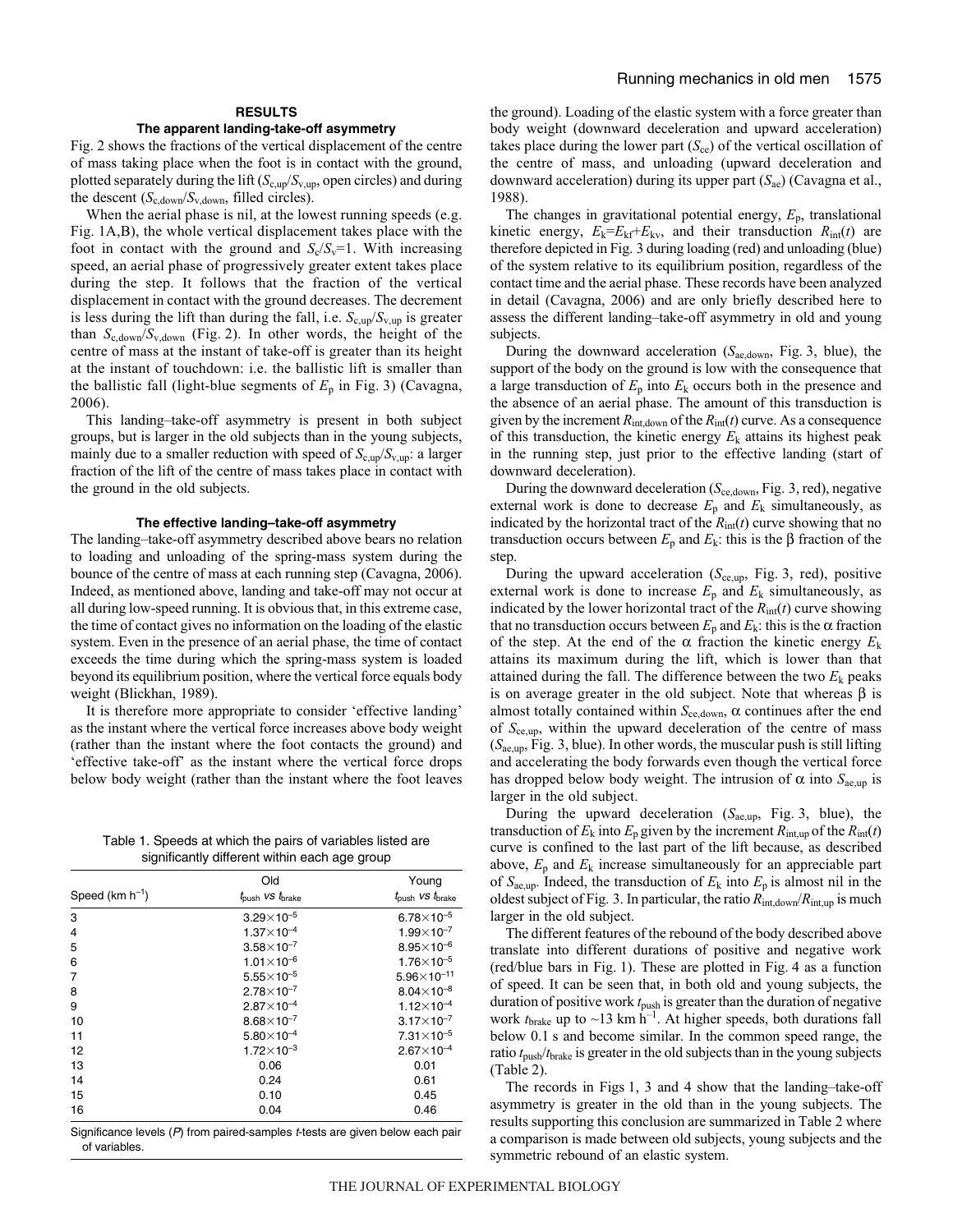## RESULTS

### The apparent landing-take-off asymmetry

Fig. 2 shows the fractions of the vertical displacement of the centre of mass taking place when the foot is in contact with the ground, plotted separately during the lift ($S_{c,up}/S_{v,up}$, open circles) and during the descent ($S_{c,down}/S_{v,down}$, filled circles).

When the aerial phase is nil, at the lowest running speeds (e.g. Fig. 1A,B), the whole vertical displacement takes place with the foot in contact with the ground and $S_c/S_v$=1. With increasing speed, an aerial phase of progressively greater extent takes place during the step. It follows that the fraction of the vertical displacement in contact with the ground decreases. The decrement is less during the lift than during the fall, i.e. $S_{c,up}/S_{v,up}$ is greater than $S_{c,down}/S_{v,down}$ (Fig. 2). In other words, the height of the centre of mass at the instant of take-off is greater than its height at the instant of touchdown: i.e. the ballistic lift is smaller than the ballistic fall (light-blue segments of $E_p$ in Fig. 3) (Cavagna, 2006).

This landing–take-off asymmetry is present in both subject groups, but is larger in the old subjects than in the young subjects, mainly due to a smaller reduction with speed of $S_{c,up}/S_{v,up}$: a larger fraction of the lift of the centre of mass takes place in contact with the ground in the old subjects.

### The effective landing–take-off asymmetry

The landing–take-off asymmetry described above bears no relation to loading and unloading of the spring-mass system during the bounce of the centre of mass at each running step (Cavagna, 2006). Indeed, as mentioned above, landing and take-off may not occur at all during low-speed running. It is obvious that, in this extreme case, the time of contact gives no information on the loading of the elastic system. Even in the presence of an aerial phase, the time of contact exceeds the time during which the spring-mass system is loaded beyond its equilibrium position, where the vertical force equals body weight (Blickhan, 1989).

It is therefore more appropriate to consider 'effective landing' as the instant where the vertical force increases above body weight (rather than the instant where the foot contacts the ground) and 'effective take-off' as the instant where the vertical force drops below body weight (rather than the instant where the foot leaves the ground). Loading of the elastic system with a force greater than body weight (downward deceleration and upward acceleration) takes place during the lower part ($S_{ce}$) of the vertical oscillation of the centre of mass, and unloading (upward deceleration and downward acceleration) during its upper part ($S_{ae}$) (Cavagna et al., 1988).

The changes in gravitational potential energy, $E_p$, translational kinetic energy, $E_k$=$E_{kf}$+$E_{kv}$, and their transduction $R_{int}(t)$ are therefore depicted in Fig. 3 during loading (red) and unloading (blue) of the system relative to its equilibrium position, regardless of the contact time and the aerial phase. These records have been analyzed in detail (Cavagna, 2006) and are only briefly described here to assess the different landing–take-off asymmetry in old and young subjects.

During the downward acceleration ($S_{ae,down}$, Fig. 3, blue), the support of the body on the ground is low with the consequence that a large transduction of $E_p$ into $E_k$ occurs both in the presence and the absence of an aerial phase. The amount of this transduction is given by the increment $R_{int,down}$ of the $R_{int}(t)$ curve. As a consequence of this transduction, the kinetic energy $E_k$ attains its highest peak in the running step, just prior to the effective landing (start of downward deceleration).

During the downward deceleration ($S_{ce,down}$, Fig. 3, red), negative external work is done to decrease $E_p$ and $E_k$ simultaneously, as indicated by the horizontal tract of the $R_{int}(t)$ curve showing that no transduction occurs between $E_p$ and $E_k$: this is the β fraction of the step.

During the upward acceleration ($S_{ce,up}$, Fig. 3, red), positive external work is done to increase $E_p$ and $E_k$ simultaneously, as indicated by the lower horizontal tract of the $R_{int}(t)$ curve showing that no transduction occurs between $E_p$ and $E_k$: this is the α fraction of the step. At the end of the α fraction the kinetic energy $E_k$ attains its maximum during the lift, which is lower than that attained during the fall. The difference between the two $E_k$ peaks is on average greater in the old subject. Note that whereas β is almost totally contained within $S_{ce,down}$, α continues after the end of $S_{ce,up}$, within the upward deceleration of the centre of mass ($S_{ae,up}$, Fig. 3, blue). In other words, the muscular push is still lifting and accelerating the body forwards even though the vertical force has dropped below body weight. The intrusion of α into $S_{ae,up}$ is larger in the old subject.

During the upward deceleration ($S_{ae,up}$, Fig. 3, blue), the transduction of $E_k$ into $E_p$ given by the increment $R_{int,up}$ of the $R_{int}(t)$ curve is confined to the last part of the lift because, as described above, $E_p$ and $E_k$ increase simultaneously for an appreciable part of $S_{ae,up}$. Indeed, the transduction of $E_k$ into $E_p$ is almost nil in the oldest subject of Fig. 3. In particular, the ratio $R_{int,down}/R_{int,up}$ is much larger in the old subject.

The different features of the rebound of the body described above translate into different durations of positive and negative work (red/blue bars in Fig. 1). These are plotted in Fig. 4 as a function of speed. It can be seen that, in both old and young subjects, the duration of positive work $t_{push}$ is greater than the duration of negative work $t_{brake}$ up to ~13 km h$^{-1}$. At higher speeds, both durations fall below 0.1 s and become similar. In the common speed range, the ratio $t_{push}/t_{brake}$ is greater in the old subjects than in the young subjects (Table 2).

The records in Figs 1, 3 and 4 show that the landing–take-off asymmetry is greater in the old than in the young subjects. The results supporting this conclusion are summarized in Table 2 where a comparison is made between old subjects, young subjects and the symmetric rebound of an elastic system.

Table 1. Speeds at which the pairs of variables listed are significantly different within each age group

| Speed (km h$^{-1}$) | Old $t_{push}$ *vs* $t_{brake}$ | Young $t_{push}$ *vs* $t_{brake}$ |
|---|---|---|
| 3 | $3.29\times10^{-5}$ | $6.78\times10^{-5}$ |
| 4 | $1.37\times10^{-4}$ | $1.99\times10^{-7}$ |
| 5 | $3.58\times10^{-7}$ | $8.95\times10^{-6}$ |
| 6 | $1.01\times10^{-6}$ | $1.76\times10^{-5}$ |
| 7 | $5.55\times10^{-5}$ | $5.96\times10^{-11}$ |
| 8 | $2.78\times10^{-7}$ | $8.04\times10^{-8}$ |
| 9 | $2.87\times10^{-4}$ | $1.12\times10^{-4}$ |
| 10 | $8.68\times10^{-7}$ | $3.17\times10^{-7}$ |
| 11 | $5.80\times10^{-4}$ | $7.31\times10^{-5}$ |
| 12 | $1.72\times10^{-3}$ | $2.67\times10^{-4}$ |
| 13 | 0.06 | 0.01 |
| 14 | 0.24 | 0.61 |
| 15 | 0.10 | 0.45 |
| 16 | 0.04 | 0.46 |

Significance levels ($P$) from paired-samples $t$-tests are given below each pair of variables.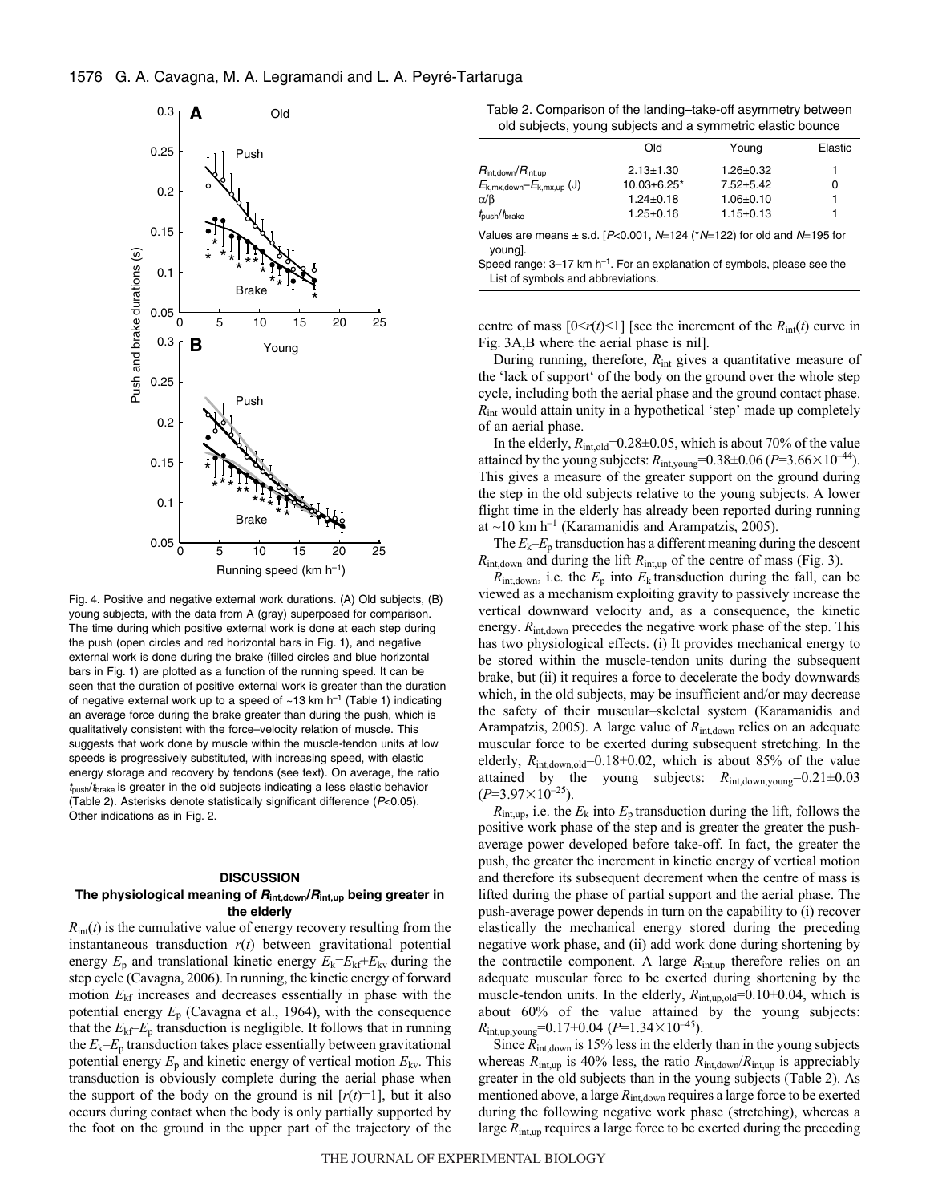Fig. 4. Positive and negative external work durations. (A) Old subjects, (B) young subjects, with the data from A (gray) superposed for comparison. The time during which positive external work is done at each step during the push (open circles and red horizontal bars in Fig. 1), and negative external work is done during the brake (filled circles and blue horizontal bars in Fig. 1) are plotted as a function of the running speed. It can be seen that the duration of positive external work is greater than the duration of negative external work up to a speed of ~13 km h$^{-1}$ (Table 1) indicating an average force during the brake greater than during the push, which is qualitatively consistent with the force–velocity relation of muscle. This suggests that work done by muscle within the muscle-tendon units at low speeds is progressively substituted, with increasing speed, with elastic energy storage and recovery by tendons (see text). On average, the ratio $t_{push}/t_{brake}$ is greater in the old subjects indicating a less elastic behavior (Table 2). Asterisks denote statistically significant difference ($P$<0.05). Other indications as in Fig. 2.

Table 2. Comparison of the landing–take-off asymmetry between old subjects, young subjects and a symmetric elastic bounce

| | Old | Young | Elastic |
|---|---|---|---|
| $R_{int,down}/R_{int,up}$ | 2.13±1.30 | 1.26±0.32 | 1 |
| $E_{k,mx,down}-E_{k,mx,up}$ (J) | 10.03±6.25* | 7.52±5.42 | 0 |
| $\alpha/\beta$ | 1.24±0.18 | 1.06±0.10 | 1 |
| $t_{push}/t_{brake}$ | 1.25±0.16 | 1.15±0.13 | 1 |

Values are means ± s.d. [$P$<0.001, $N$=124 (*$N$=122) for old and $N$=195 for young].

Speed range: 3–17 km h$^{-1}$. For an explanation of symbols, please see the List of symbols and abbreviations.

## DISCUSSION

### The physiological meaning of $R_{int,down}/R_{int,up}$ being greater in the elderly

$R_{int}(t)$ is the cumulative value of energy recovery resulting from the instantaneous transduction $r(t)$ between gravitational potential energy $E_p$ and translational kinetic energy $E_k=E_{kf}+E_{kv}$ during the step cycle (Cavagna, 2006). In running, the kinetic energy of forward motion $E_{kf}$ increases and decreases essentially in phase with the potential energy $E_p$ (Cavagna et al., 1964), with the consequence that the $E_{kf}$–$E_p$ transduction is negligible. It follows that in running the $E_k$–$E_p$ transduction takes place essentially between gravitational potential energy $E_p$ and kinetic energy of vertical motion $E_{kv}$. This transduction is obviously complete during the aerial phase when the support of the body on the ground is nil [$r(t)$=1], but it also occurs during contact when the body is only partially supported by the foot on the ground in the upper part of the trajectory of the centre of mass [$0<r(t)<1$] [see the increment of the $R_{int}(t)$ curve in Fig. 3A,B where the aerial phase is nil].

During running, therefore, $R_{int}$ gives a quantitative measure of the 'lack of support' of the body on the ground over the whole step cycle, including both the aerial phase and the ground contact phase. $R_{int}$ would attain unity in a hypothetical 'step' made up completely of an aerial phase.

In the elderly, $R_{int,old}$=0.28±0.05, which is about 70% of the value attained by the young subjects: $R_{int,young}$=0.38±0.06 ($P$=3.66×10$^{-44}$). This gives a measure of the greater support on the ground during the step in the old subjects relative to the young subjects. A lower flight time in the elderly has already been reported during running at ~10 km h$^{-1}$ (Karamanidis and Arampatzis, 2005).

The $E_k$–$E_p$ transduction has a different meaning during the descent $R_{int,down}$ and during the lift $R_{int,up}$ of the centre of mass (Fig. 3).

$R_{int,down}$, i.e. the $E_p$ into $E_k$ transduction during the fall, can be viewed as a mechanism exploiting gravity to passively increase the vertical downward velocity and, as a consequence, the kinetic energy. $R_{int,down}$ precedes the negative work phase of the step. This has two physiological effects. (i) It provides mechanical energy to be stored within the muscle-tendon units during the subsequent brake, but (ii) it requires a force to decelerate the body downwards which, in the old subjects, may be insufficient and/or may decrease the safety of their muscular–skeletal system (Karamanidis and Arampatzis, 2005). A large value of $R_{int,down}$ relies on an adequate muscular force to be exerted during subsequent stretching. In the elderly, $R_{int,down,old}$=0.18±0.02, which is about 85% of the value attained by the young subjects: $R_{int,down,young}$=0.21±0.03 ($P$=3.97×10$^{-25}$).

$R_{int,up}$, i.e. the $E_k$ into $E_p$ transduction during the lift, follows the positive work phase of the step and is greater the greater the push-average power developed before take-off. In fact, the greater the push, the greater the increment in kinetic energy of vertical motion and therefore its subsequent decrement when the centre of mass is lifted during the phase of partial support and the aerial phase. The push-average power depends in turn on the capability to (i) recover elastically the mechanical energy stored during the preceding negative work phase, and (ii) add work done during shortening by the contractile component. A large $R_{int,up}$ therefore relies on an adequate muscular force to be exerted during shortening by the muscle-tendon units. In the elderly, $R_{int,up,old}$=0.10±0.04, which is about 60% of the value attained by the young subjects: $R_{int,up,young}$=0.17±0.04 ($P$=1.34×10$^{-45}$).

Since $R_{int,down}$ is 15% less in the elderly than in the young subjects whereas $R_{int,up}$ is 40% less, the ratio $R_{int,down}/R_{int,up}$ is appreciably greater in the old subjects than in the young subjects (Table 2). As mentioned above, a large $R_{int,down}$ requires a large force to be exerted during the following negative work phase (stretching), whereas a large $R_{int,up}$ requires a large force to be exerted during the preceding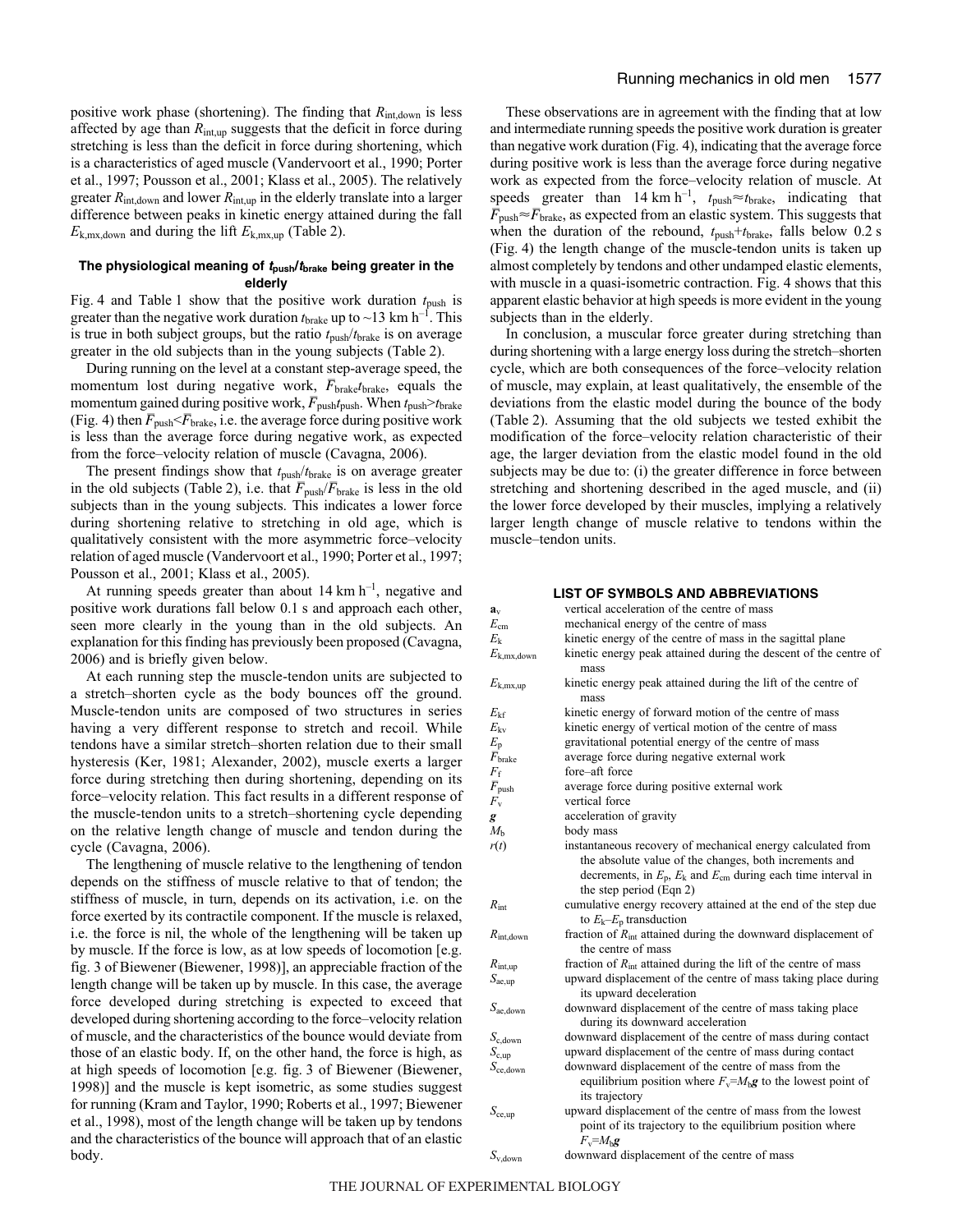positive work phase (shortening). The finding that $R_{int,down}$ is less affected by age than $R_{int,up}$ suggests that the deficit in force during stretching is less than the deficit in force during shortening, which is a characteristics of aged muscle (Vandervoort et al., 1990; Porter et al., 1997; Pousson et al., 2001; Klass et al., 2005). The relatively greater $R_{int,down}$ and lower $R_{int,up}$ in the elderly translate into a larger difference between peaks in kinetic energy attained during the fall $E_{k,mx,down}$ and during the lift $E_{k,mx,up}$ (Table 2).

### The physiological meaning of $t_{push}/t_{brake}$ being greater in the elderly

Fig. 4 and Table 1 show that the positive work duration $t_{push}$ is greater than the negative work duration $t_{brake}$ up to ~13 km h$^{-1}$. This is true in both subject groups, but the ratio $t_{push}/t_{brake}$ is on average greater in the old subjects than in the young subjects (Table 2).

During running on the level at a constant step-average speed, the momentum lost during negative work, $\bar{F}_{brake}t_{brake}$, equals the momentum gained during positive work, $\bar{F}_{push}t_{push}$. When $t_{push}>t_{brake}$ (Fig. 4) then $\bar{F}_{push}<\bar{F}_{brake}$, i.e. the average force during positive work is less than the average force during negative work, as expected from the force–velocity relation of muscle (Cavagna, 2006).

The present findings show that $t_{push}/t_{brake}$ is on average greater in the old subjects (Table 2), i.e. that $\bar{F}_{push}/\bar{F}_{brake}$ is less in the old subjects than in the young subjects. This indicates a lower force during shortening relative to stretching in old age, which is qualitatively consistent with the more asymmetric force–velocity relation of aged muscle (Vandervoort et al., 1990; Porter et al., 1997; Pousson et al., 2001; Klass et al., 2005).

At running speeds greater than about 14 km h$^{-1}$, negative and positive work durations fall below 0.1 s and approach each other, seen more clearly in the young than in the old subjects. An explanation for this finding has previously been proposed (Cavagna, 2006) and is briefly given below.

At each running step the muscle-tendon units are subjected to a stretch–shorten cycle as the body bounces off the ground. Muscle-tendon units are composed of two structures in series having a very different response to stretch and recoil. While tendons have a similar stretch–shorten relation due to their small hysteresis (Ker, 1981; Alexander, 2002), muscle exerts a larger force during stretching then during shortening, depending on its force–velocity relation. This fact results in a different response of the muscle-tendon units to a stretch–shortening cycle depending on the relative length change of muscle and tendon during the cycle (Cavagna, 2006).

The lengthening of muscle relative to the lengthening of tendon depends on the stiffness of muscle relative to that of tendon; the stiffness of muscle, in turn, depends on its activation, i.e. on the force exerted by its contractile component. If the muscle is relaxed, i.e. the force is nil, the whole of the lengthening will be taken up by muscle. If the force is low, as at low speeds of locomotion [e.g. fig. 3 of Biewener (Biewener, 1998)], an appreciable fraction of the length change will be taken up by muscle. In this case, the average force developed during stretching is expected to exceed that developed during shortening according to the force–velocity relation of muscle, and the characteristics of the bounce would deviate from those of an elastic body. If, on the other hand, the force is high, as at high speeds of locomotion [e.g. fig. 3 of Biewener (Biewener, 1998)] and the muscle is kept isometric, as some studies suggest for running (Kram and Taylor, 1990; Roberts et al., 1997; Biewener et al., 1998), most of the length change will be taken up by tendons and the characteristics of the bounce will approach that of an elastic body.

These observations are in agreement with the finding that at low and intermediate running speeds the positive work duration is greater than negative work duration (Fig. 4), indicating that the average force during positive work is less than the average force during negative work as expected from the force–velocity relation of muscle. At speeds greater than 14 km h$^{-1}$, $t_{push}\approx t_{brake}$, indicating that $\bar{F}_{push}\approx\bar{F}_{brake}$, as expected from an elastic system. This suggests that when the duration of the rebound, $t_{push}+t_{brake}$, falls below 0.2 s (Fig. 4) the length change of the muscle-tendon units is taken up almost completely by tendons and other undamped elastic elements, with muscle in a quasi-isometric contraction. Fig. 4 shows that this apparent elastic behavior at high speeds is more evident in the young subjects than in the elderly.

In conclusion, a muscular force greater during stretching than during shortening with a large energy loss during the stretch–shorten cycle, which are both consequences of the force–velocity relation of muscle, may explain, at least qualitatively, the ensemble of the deviations from the elastic model during the bounce of the body (Table 2). Assuming that the old subjects we tested exhibit the modification of the force–velocity relation characteristic of their age, the larger deviation from the elastic model found in the old subjects may be due to: (i) the greater difference in force between stretching and shortening described in the aged muscle, and (ii) the lower force developed by their muscles, implying a relatively larger length change of muscle relative to tendons within the muscle–tendon units.

### LIST OF SYMBOLS AND ABBREVIATIONS

| | |
|---|---|
| $\mathbf{a}_v$ | vertical acceleration of the centre of mass |
| $E_{cm}$ | mechanical energy of the centre of mass |
| $E_k$ | kinetic energy of the centre of mass in the sagittal plane |
| $E_{k,mx,down}$ | kinetic energy peak attained during the descent of the centre of mass |
| $E_{k,mx,up}$ | kinetic energy peak attained during the lift of the centre of mass |
| $E_{kf}$ | kinetic energy of forward motion of the centre of mass |
| $E_{kv}$ | kinetic energy of vertical motion of the centre of mass |
| $E_p$ | gravitational potential energy of the centre of mass |
| $\bar{F}_{brake}$ | average force during negative external work |
| $F_f$ | fore–aft force |
| $\bar{F}_{push}$ | average force during positive external work |
| $F_v$ | vertical force |
| $\boldsymbol{g}$ | acceleration of gravity |
| $M_b$ | body mass |
| $r(t)$ | instantaneous recovery of mechanical energy calculated from the absolute value of the changes, both increments and decrements, in $E_p$, $E_k$ and $E_{cm}$ during each time interval in the step period (Eqn 2) |
| $R_{int}$ | cumulative energy recovery attained at the end of the step due to $E_k$–$E_p$ transduction |
| $R_{int,down}$ | fraction of $R_{int}$ attained during the downward displacement of the centre of mass |
| $R_{int,up}$ | fraction of $R_{int}$ attained during the lift of the centre of mass |
| $S_{ae,up}$ | upward displacement of the centre of mass taking place during its upward deceleration |
| $S_{ae,down}$ | downward displacement of the centre of mass taking place during its downward acceleration |
| $S_{c,down}$ | downward displacement of the centre of mass during contact |
| $S_{c,up}$ | upward displacement of the centre of mass during contact |
| $S_{ce,down}$ | downward displacement of the centre of mass from the equilibrium position where $F_v=M_b\boldsymbol{g}$ to the lowest point of its trajectory |
| $S_{ce,up}$ | upward displacement of the centre of mass from the lowest point of its trajectory to the equilibrium position where $F_v=M_b\boldsymbol{g}$ |
| $S_{v,down}$ | downward displacement of the centre of mass |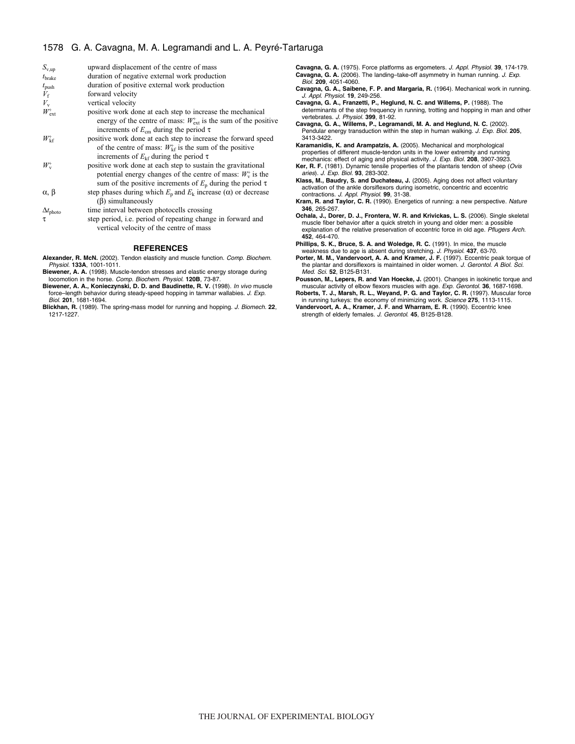| | |
|---|---|
| $S_{v,up}$ | upward displacement of the centre of mass |
| $t_{brake}$ | duration of negative external work production |
| $t_{push}$ | duration of positive external work production |
| $V_f$ | forward velocity |
| $V_v$ | vertical velocity |
| $W^+_{ext}$ | positive work done at each step to increase the mechanical energy of the centre of mass: $W^+_{ext}$ is the sum of the positive increments of $E_{cm}$ during the period τ |
| $W^+_{kf}$ | positive work done at each step to increase the forward speed of the centre of mass: $W^+_{kf}$ is the sum of the positive increments of $E_{kf}$ during the period τ |
| $W^+_v$ | positive work done at each step to sustain the gravitational potential energy changes of the centre of mass: $W^+_v$ is the sum of the positive increments of $E_p$ during the period τ |
| α, β | step phases during which $E_p$ and $E_k$ increase (α) or decrease (β) simultaneously |
| $\Delta t_{photo}$ | time interval between photocells crossing |
| τ | step period, i.e. period of repeating change in forward and vertical velocity of the centre of mass |

## REFERENCES

**Alexander, R. McN.** (2002). Tendon elasticity and muscle function. *Comp. Biochem. Physiol.* **133A**, 1001-1011.

**Biewener, A. A.** (1998). Muscle-tendon stresses and elastic energy storage during locomotion in the horse. *Comp. Biochem. Physiol.* **120B**, 73-87.

**Biewener, A. A., Konieczynski, D. D. and Baudinette, R. V.** (1998). *In vivo* muscle force–length behavior during steady-speed hopping in tammar wallabies. *J. Exp. Biol.* **201**, 1681-1694.

**Blickhan, R.** (1989). The spring-mass model for running and hopping. *J. Biomech.* **22**, 1217-1227.

**Cavagna, G. A.** (1975). Force platforms as ergometers. *J. Appl. Physiol.* **39**, 174-179.

**Cavagna, G. A.** (2006). The landing–take-off asymmetry in human running. *J. Exp. Biol.* **209**, 4051-4060.

**Cavagna, G. A., Saibene, F. P. and Margaria, R.** (1964). Mechanical work in running. *J. Appl. Physiol.* **19**, 249-256.

**Cavagna, G. A., Franzetti, P., Heglund, N. C. and Willems, P.** (1988). The determinants of the step frequency in running, trotting and hopping in man and other vertebrates. *J. Physiol.* **399**, 81-92.

**Cavagna, G. A., Willems, P., Legramandi, M. A. and Heglund, N. C.** (2002). Pendular energy transduction within the step in human walking. *J. Exp. Biol.* **205**, 3413-3422.

**Karamanidis, K. and Arampatzis, A.** (2005). Mechanical and morphological properties of different muscle-tendon units in the lower extremity and running mechanics: effect of aging and physical activity. *J. Exp. Biol.* **208**, 3907-3923.

**Ker, R. F.** (1981). Dynamic tensile properties of the plantaris tendon of sheep (*Ovis aries*). *J. Exp. Biol.* **93**, 283-302.

**Klass, M., Baudry, S. and Duchateau, J.** (2005). Aging does not affect voluntary activation of the ankle dorsiflexors during isometric, concentric and eccentric contractions. *J. Appl. Physiol.* **99**, 31-38.

**Kram, R. and Taylor, C. R.** (1990). Energetics of running: a new perspective. *Nature* **346**, 265-267.

**Ochala, J., Dorer, D. J., Frontera, W. R. and Krivickas, L. S.** (2006). Single skeletal muscle fiber behavior after a quick stretch in young and older men: a possible explanation of the relative preservation of eccentric force in old age. *Pflugers Arch.* **452**, 464-470.

**Phillips, S. K., Bruce, S. A. and Woledge, R. C.** (1991). In mice, the muscle weakness due to age is absent during stretching. *J. Physiol.* **437**, 63-70.

**Porter, M. M., Vandervoort, A. A. and Kramer, J. F.** (1997). Eccentric peak torque of the plantar and dorsiflexors is maintained in older women. *J. Gerontol. A Biol. Sci. Med. Sci.* **52**, B125-B131.

**Pousson, M., Lepers, R. and Van Hoecke, J.** (2001). Changes in isokinetic torque and muscular activity of elbow flexors muscles with age. *Exp. Gerontol.* **36**, 1687-1698.

**Roberts, T. J., Marsh, R. L., Weyand, P. G. and Taylor, C. R.** (1997). Muscular force in running turkeys: the economy of minimizing work. *Science* **275**, 1113-1115.

**Vandervoort, A. A., Kramer, J. F. and Wharram, E. R.** (1990). Eccentric knee strength of elderly females. *J. Gerontol.* **45**, B125-B128.